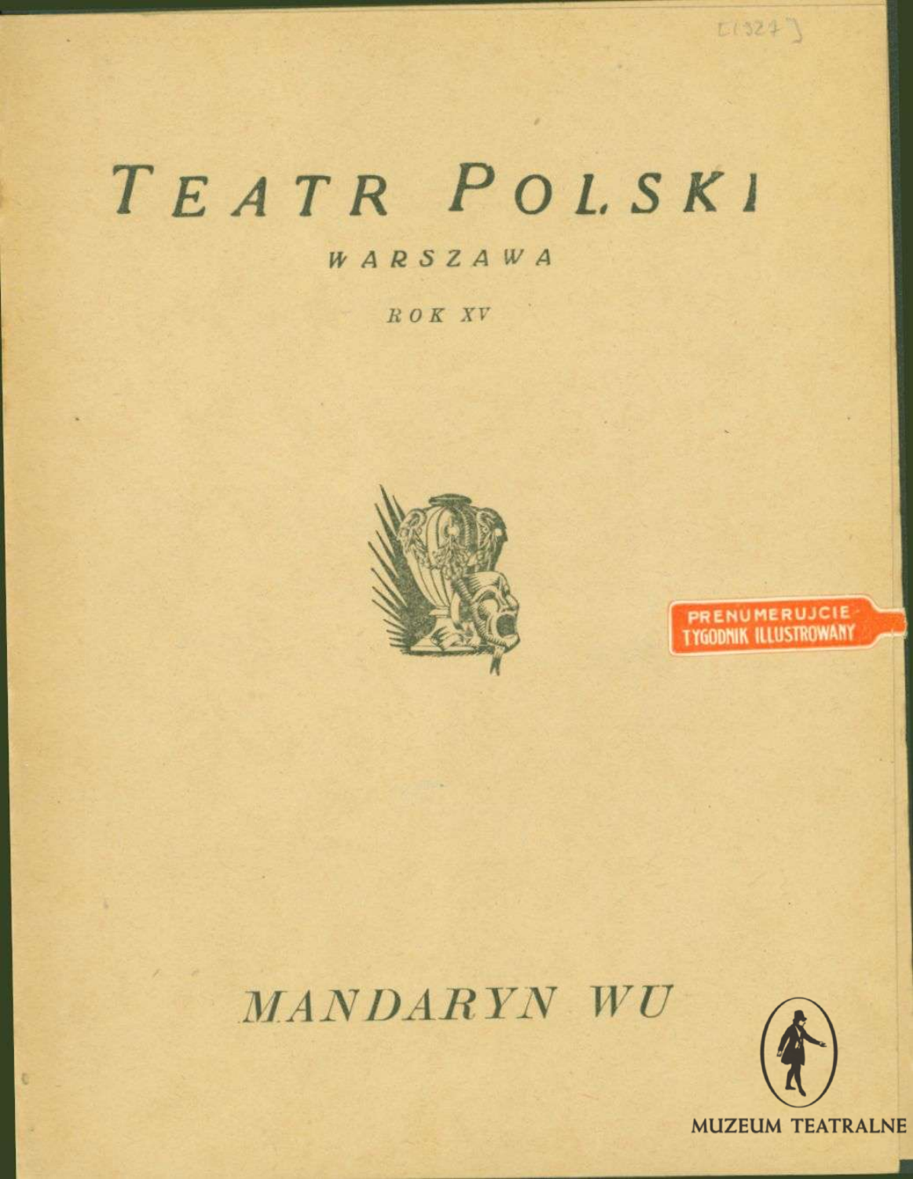[1927]

# TEATR POLSKI

WARSZAWA

ROK XV

PRENUMERUJCIE TYGODNIK ILLUSTROWANY

## MANDARYN WU

MUZEUM TEATRALNE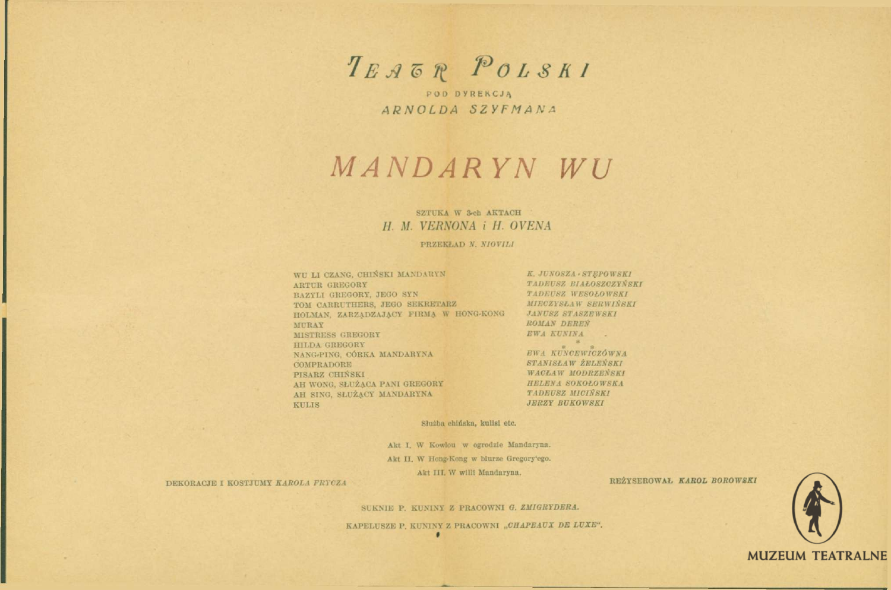# TEATR POLSKI

POD DYREKCJĄ

ARNOLDA SZYFMANA

# MANDARYN WU

SZTUKA W 3-ch AKTACH

*H. M. VERNONA i H. OVENA*

PRZEKŁAD *N. NIOVILI*

| | |
|---|---|
| WU LI CZANG, CHIŃSKI MANDARYN | *K. JUNOSZA-STĘPOWSKI* |
| ARTUR GREGORY | *TADEUSZ BIAŁOSZCZYŃSKI* |
| BAZYLI GREGORY, JEGO SYN | *TADEUSZ WESOŁOWSKI* |
| TOM CARRUTHERS, JEGO SEKRETARZ | *MIECZYSŁAW SERWIŃSKI* |
| HOLMAN, ZARZĄDZAJĄCY FIRMĄ W HONG-KONG | *JANUSZ STASZEWSKI* |
| MURAY | *ROMAN DEREŃ* |
| MISTRESS GREGORY | *EWA KUNINA* |
| HILDA GREGORY | * * * |
| NANG-PING, CÓRKA MANDARYNA | *EWA KUNCEWICZÓWNA* |
| COMPRADORE | *STANISŁAW ŻELEŃSKI* |
| PISARZ CHIŃSKI | *WACŁAW MODRZEŃSKI* |
| AH WONG, SŁUŻĄCA PANI GREGORY | *HELENA SOKOŁOWSKA* |
| AH SING, SŁUŻĄCY MANDARYNA | *TADEUSZ MICIŃSKI* |
| KULIS | *JERZY BUKOWSKI* |

Służba chińska, kulisi etc.

Akt I. W Kowlou w ogrodzie Mandaryna.

Akt II. W Hong-Kong w biurze Gregory'ego.

Akt III. W willi Mandaryna.

DEKORACJE I KOSTJUMY *KAROLA FRYCZA*

REŻYSEROWAŁ *KAROL BOROWSKI*

SUKNIE P. KUNINY Z PRACOWNI *G. ZMIGRYDERA.*

KAPELUSZE P. KUNINY Z PRACOWNI *„CHAPEAUX DE LUXE".*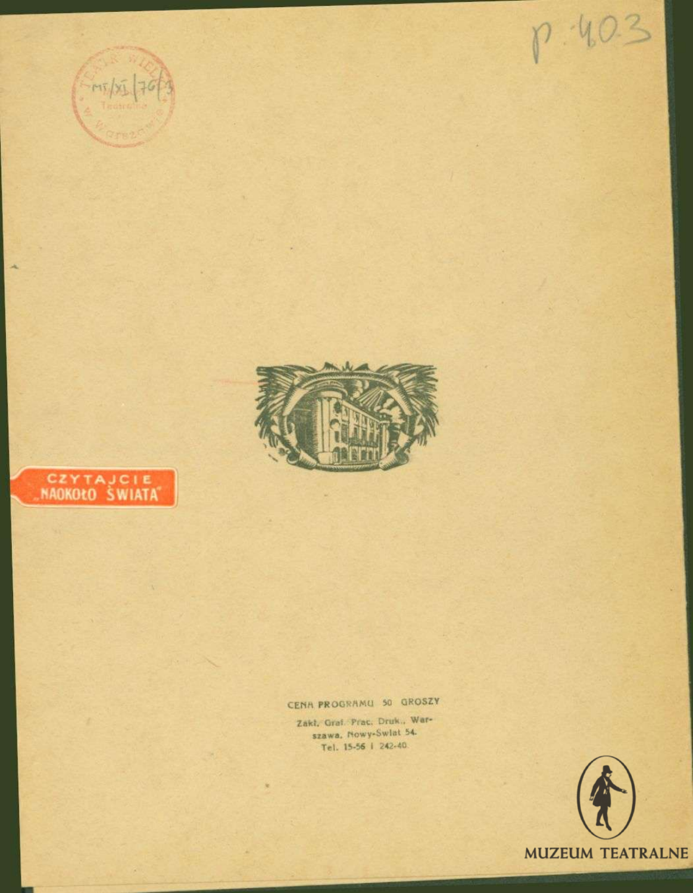CZYTAJCIE „NAOKOŁO ŚWIATA"

CENA PROGRAMU 50 GROSZY

Zakł. Graf. Prac. Druk., Warszawa, Nowy-Świat 54.
Tel. 15-56 i 242-40.